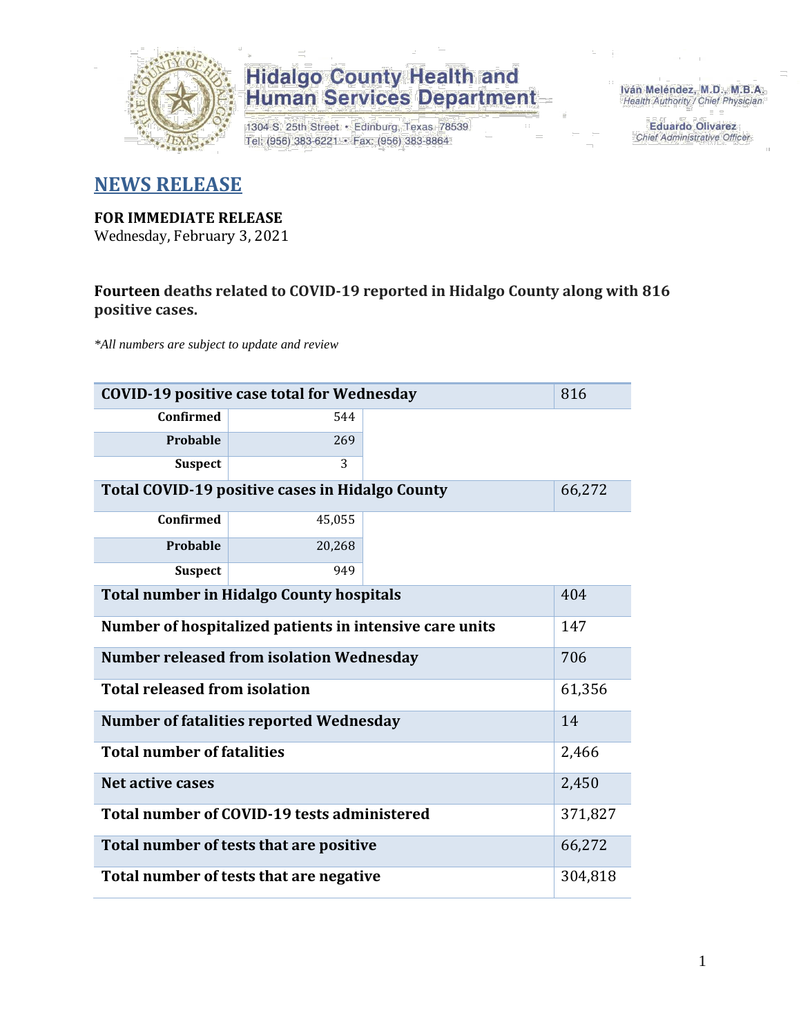Hidalgo County Health and Human Services Department

1304 S. 25th Street • Edinburg, Texas 78539
Tel: (956) 383-6221 • Fax: (956) 383-8864

Iván Meléndez, M.D., M.B.A.
Health Authority / Chief Physician

Eduardo Olivarez
Chief Administrative Officer

# NEWS RELEASE

**FOR IMMEDIATE RELEASE**
Wednesday, February 3, 2021

**Fourteen deaths related to COVID-19 reported in Hidalgo County along with 816 positive cases.**

*\*All numbers are subject to update and review*

| | | |
|---|---|---|
| **COVID-19 positive case total for Wednesday** | | 816 |
| **Confirmed** | 544 | |
| **Probable** | 269 | |
| **Suspect** | 3 | |
| **Total COVID-19 positive cases in Hidalgo County** | | 66,272 |
| **Confirmed** | 45,055 | |
| **Probable** | 20,268 | |
| **Suspect** | 949 | |
| **Total number in Hidalgo County hospitals** | | 404 |
| **Number of hospitalized patients in intensive care units** | | 147 |
| **Number released from isolation Wednesday** | | 706 |
| **Total released from isolation** | | 61,356 |
| **Number of fatalities reported Wednesday** | | 14 |
| **Total number of fatalities** | | 2,466 |
| **Net active cases** | | 2,450 |
| **Total number of COVID-19 tests administered** | | 371,827 |
| **Total number of tests that are positive** | | 66,272 |
| **Total number of tests that are negative** | | 304,818 |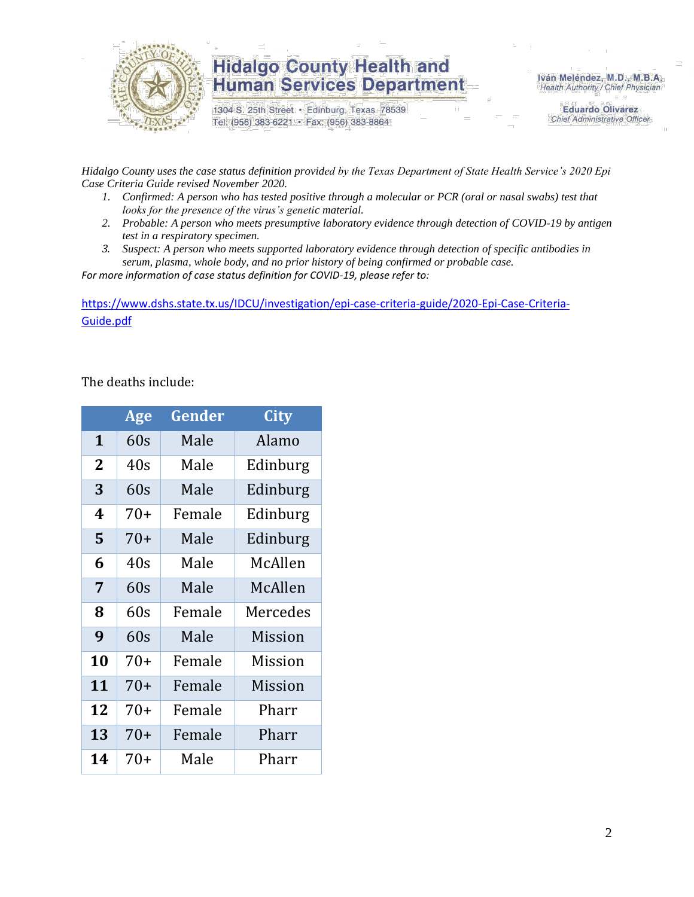*Hidalgo County uses the case status definition provided by the Texas Department of State Health Service's 2020 Epi Case Criteria Guide revised November 2020.*

1. *Confirmed: A person who has tested positive through a molecular or PCR (oral or nasal swabs) test that looks for the presence of the virus's genetic material.*
2. *Probable: A person who meets presumptive laboratory evidence through detection of COVID-19 by antigen test in a respiratory specimen.*
3. *Suspect: A person who meets supported laboratory evidence through detection of specific antibodies in serum, plasma, whole body, and no prior history of being confirmed or probable case.*

*For more information of case status definition for COVID-19, please refer to:*

https://www.dshs.state.tx.us/IDCU/investigation/epi-case-criteria-guide/2020-Epi-Case-Criteria-Guide.pdf

The deaths include:

| | Age | Gender | City |
|---|---|---|---|
| **1** | 60s | Male | Alamo |
| **2** | 40s | Male | Edinburg |
| **3** | 60s | Male | Edinburg |
| **4** | 70+ | Female | Edinburg |
| **5** | 70+ | Male | Edinburg |
| **6** | 40s | Male | McAllen |
| **7** | 60s | Male | McAllen |
| **8** | 60s | Female | Mercedes |
| **9** | 60s | Male | Mission |
| **10** | 70+ | Female | Mission |
| **11** | 70+ | Female | Mission |
| **12** | 70+ | Female | Pharr |
| **13** | 70+ | Female | Pharr |
| **14** | 70+ | Male | Pharr |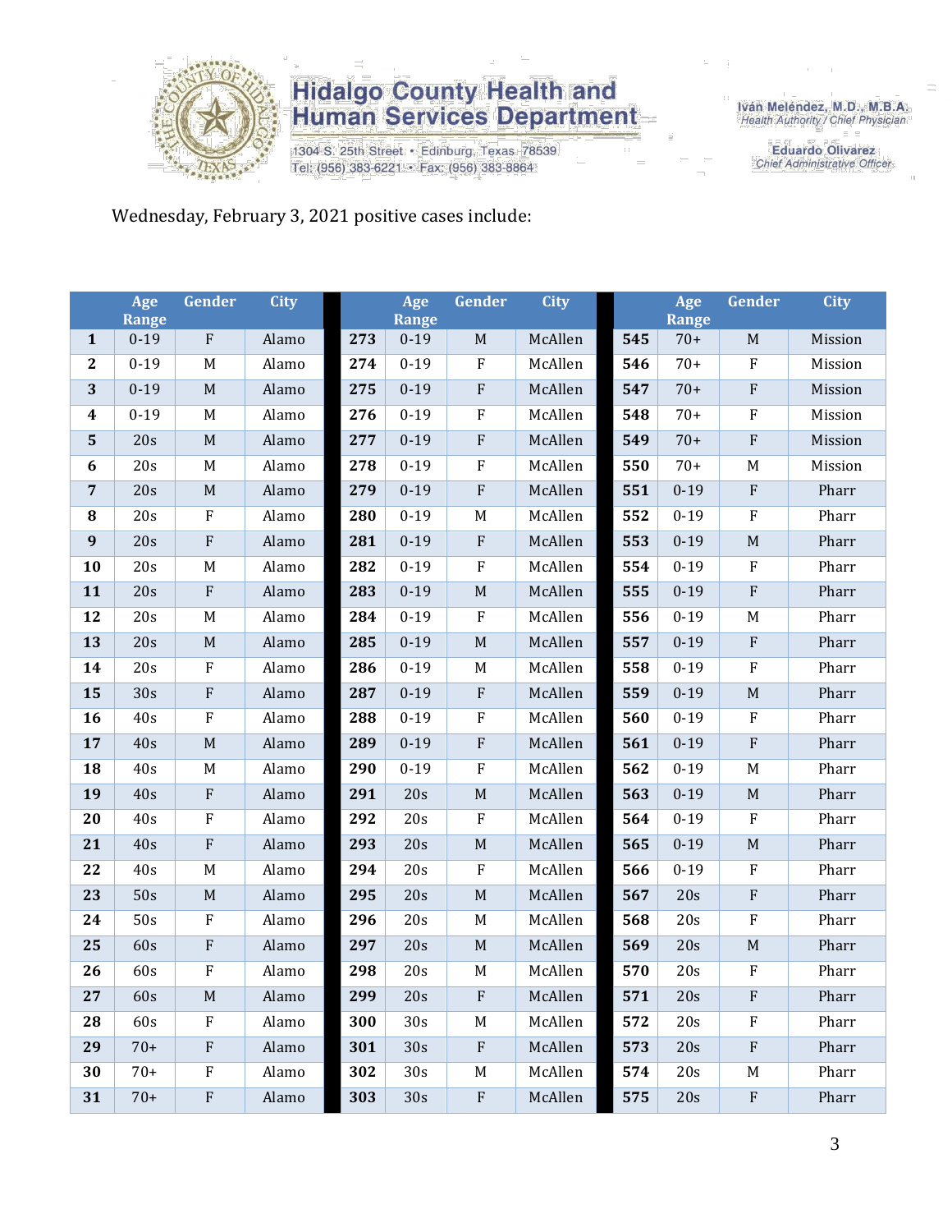Wednesday, February 3, 2021 positive cases include:

| | Age Range | Gender | City | | Age Range | Gender | City | | Age Range | Gender | City |
|---|---|---|---|---|---|---|---|---|---|---|---|
| 1 | 0-19 | F | Alamo | 273 | 0-19 | M | McAllen | 545 | 70+ | M | Mission |
| 2 | 0-19 | M | Alamo | 274 | 0-19 | F | McAllen | 546 | 70+ | F | Mission |
| 3 | 0-19 | M | Alamo | 275 | 0-19 | F | McAllen | 547 | 70+ | F | Mission |
| 4 | 0-19 | M | Alamo | 276 | 0-19 | F | McAllen | 548 | 70+ | F | Mission |
| 5 | 20s | M | Alamo | 277 | 0-19 | F | McAllen | 549 | 70+ | F | Mission |
| 6 | 20s | M | Alamo | 278 | 0-19 | F | McAllen | 550 | 70+ | M | Mission |
| 7 | 20s | M | Alamo | 279 | 0-19 | F | McAllen | 551 | 0-19 | F | Pharr |
| 8 | 20s | F | Alamo | 280 | 0-19 | M | McAllen | 552 | 0-19 | F | Pharr |
| 9 | 20s | F | Alamo | 281 | 0-19 | F | McAllen | 553 | 0-19 | M | Pharr |
| 10 | 20s | M | Alamo | 282 | 0-19 | F | McAllen | 554 | 0-19 | F | Pharr |
| 11 | 20s | F | Alamo | 283 | 0-19 | M | McAllen | 555 | 0-19 | F | Pharr |
| 12 | 20s | M | Alamo | 284 | 0-19 | F | McAllen | 556 | 0-19 | M | Pharr |
| 13 | 20s | M | Alamo | 285 | 0-19 | M | McAllen | 557 | 0-19 | F | Pharr |
| 14 | 20s | F | Alamo | 286 | 0-19 | M | McAllen | 558 | 0-19 | F | Pharr |
| 15 | 30s | F | Alamo | 287 | 0-19 | F | McAllen | 559 | 0-19 | M | Pharr |
| 16 | 40s | F | Alamo | 288 | 0-19 | F | McAllen | 560 | 0-19 | F | Pharr |
| 17 | 40s | M | Alamo | 289 | 0-19 | F | McAllen | 561 | 0-19 | F | Pharr |
| 18 | 40s | M | Alamo | 290 | 0-19 | F | McAllen | 562 | 0-19 | M | Pharr |
| 19 | 40s | F | Alamo | 291 | 20s | M | McAllen | 563 | 0-19 | M | Pharr |
| 20 | 40s | F | Alamo | 292 | 20s | F | McAllen | 564 | 0-19 | F | Pharr |
| 21 | 40s | F | Alamo | 293 | 20s | M | McAllen | 565 | 0-19 | M | Pharr |
| 22 | 40s | M | Alamo | 294 | 20s | F | McAllen | 566 | 0-19 | F | Pharr |
| 23 | 50s | M | Alamo | 295 | 20s | M | McAllen | 567 | 20s | F | Pharr |
| 24 | 50s | F | Alamo | 296 | 20s | M | McAllen | 568 | 20s | F | Pharr |
| 25 | 60s | F | Alamo | 297 | 20s | M | McAllen | 569 | 20s | M | Pharr |
| 26 | 60s | F | Alamo | 298 | 20s | M | McAllen | 570 | 20s | F | Pharr |
| 27 | 60s | M | Alamo | 299 | 20s | F | McAllen | 571 | 20s | F | Pharr |
| 28 | 60s | F | Alamo | 300 | 30s | M | McAllen | 572 | 20s | F | Pharr |
| 29 | 70+ | F | Alamo | 301 | 30s | F | McAllen | 573 | 20s | F | Pharr |
| 30 | 70+ | F | Alamo | 302 | 30s | M | McAllen | 574 | 20s | M | Pharr |
| 31 | 70+ | F | Alamo | 303 | 30s | F | McAllen | 575 | 20s | F | Pharr |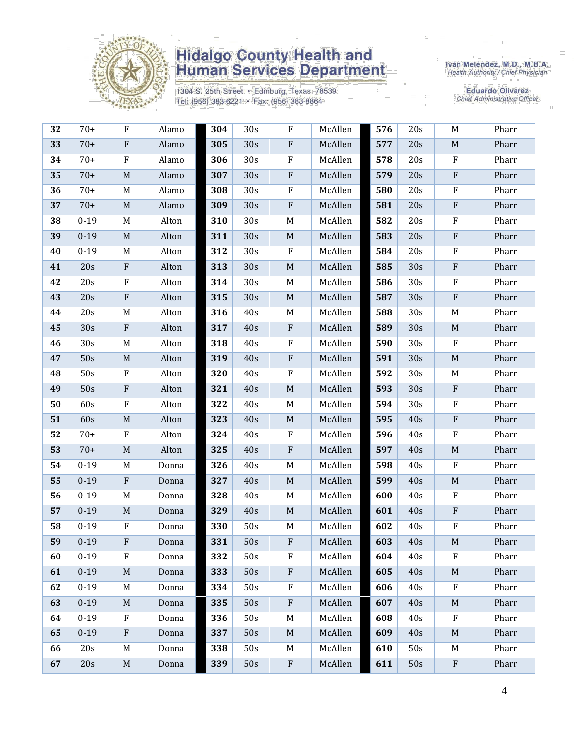| | | | | | | | | | | | |
|---|---|---|---|---|---|---|---|---|---|---|---|
| **32** | 70+ | F | Alamo | **304** | 30s | F | McAllen | **576** | 20s | M | Pharr |
| **33** | 70+ | F | Alamo | **305** | 30s | F | McAllen | **577** | 20s | M | Pharr |
| **34** | 70+ | F | Alamo | **306** | 30s | F | McAllen | **578** | 20s | F | Pharr |
| **35** | 70+ | M | Alamo | **307** | 30s | F | McAllen | **579** | 20s | F | Pharr |
| **36** | 70+ | M | Alamo | **308** | 30s | F | McAllen | **580** | 20s | F | Pharr |
| **37** | 70+ | M | Alamo | **309** | 30s | F | McAllen | **581** | 20s | F | Pharr |
| **38** | 0-19 | M | Alton | **310** | 30s | M | McAllen | **582** | 20s | F | Pharr |
| **39** | 0-19 | M | Alton | **311** | 30s | M | McAllen | **583** | 20s | F | Pharr |
| **40** | 0-19 | M | Alton | **312** | 30s | F | McAllen | **584** | 20s | F | Pharr |
| **41** | 20s | F | Alton | **313** | 30s | M | McAllen | **585** | 30s | F | Pharr |
| **42** | 20s | F | Alton | **314** | 30s | M | McAllen | **586** | 30s | F | Pharr |
| **43** | 20s | F | Alton | **315** | 30s | M | McAllen | **587** | 30s | F | Pharr |
| **44** | 20s | M | Alton | **316** | 40s | M | McAllen | **588** | 30s | M | Pharr |
| **45** | 30s | F | Alton | **317** | 40s | F | McAllen | **589** | 30s | M | Pharr |
| **46** | 30s | M | Alton | **318** | 40s | F | McAllen | **590** | 30s | F | Pharr |
| **47** | 50s | M | Alton | **319** | 40s | F | McAllen | **591** | 30s | M | Pharr |
| **48** | 50s | F | Alton | **320** | 40s | F | McAllen | **592** | 30s | M | Pharr |
| **49** | 50s | F | Alton | **321** | 40s | M | McAllen | **593** | 30s | F | Pharr |
| **50** | 60s | F | Alton | **322** | 40s | M | McAllen | **594** | 30s | F | Pharr |
| **51** | 60s | M | Alton | **323** | 40s | M | McAllen | **595** | 40s | F | Pharr |
| **52** | 70+ | F | Alton | **324** | 40s | F | McAllen | **596** | 40s | F | Pharr |
| **53** | 70+ | M | Alton | **325** | 40s | F | McAllen | **597** | 40s | M | Pharr |
| **54** | 0-19 | M | Donna | **326** | 40s | M | McAllen | **598** | 40s | F | Pharr |
| **55** | 0-19 | F | Donna | **327** | 40s | M | McAllen | **599** | 40s | M | Pharr |
| **56** | 0-19 | M | Donna | **328** | 40s | M | McAllen | **600** | 40s | F | Pharr |
| **57** | 0-19 | M | Donna | **329** | 40s | M | McAllen | **601** | 40s | F | Pharr |
| **58** | 0-19 | F | Donna | **330** | 50s | M | McAllen | **602** | 40s | F | Pharr |
| **59** | 0-19 | F | Donna | **331** | 50s | F | McAllen | **603** | 40s | M | Pharr |
| **60** | 0-19 | F | Donna | **332** | 50s | F | McAllen | **604** | 40s | F | Pharr |
| **61** | 0-19 | M | Donna | **333** | 50s | F | McAllen | **605** | 40s | M | Pharr |
| **62** | 0-19 | M | Donna | **334** | 50s | F | McAllen | **606** | 40s | F | Pharr |
| **63** | 0-19 | M | Donna | **335** | 50s | F | McAllen | **607** | 40s | M | Pharr |
| **64** | 0-19 | F | Donna | **336** | 50s | M | McAllen | **608** | 40s | F | Pharr |
| **65** | 0-19 | F | Donna | **337** | 50s | M | McAllen | **609** | 40s | M | Pharr |
| **66** | 20s | M | Donna | **338** | 50s | M | McAllen | **610** | 50s | M | Pharr |
| **67** | 20s | M | Donna | **339** | 50s | F | McAllen | **611** | 50s | F | Pharr |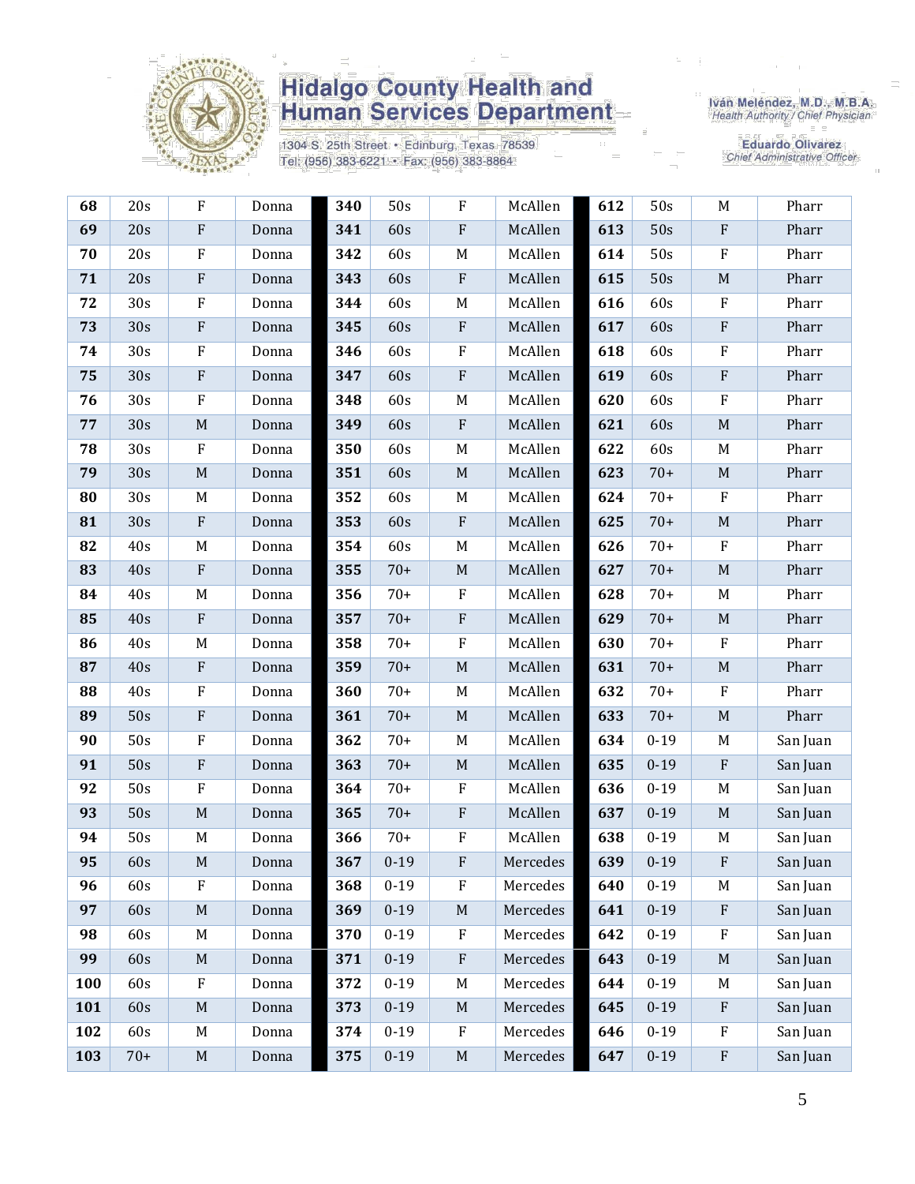| | | | | | | | | | | | |
|---|---|---|---|---|---|---|---|---|---|---|---|
| **68** | 20s | F | Donna | **340** | 50s | F | McAllen | **612** | 50s | M | Pharr |
| **69** | 20s | F | Donna | **341** | 60s | F | McAllen | **613** | 50s | F | Pharr |
| **70** | 20s | F | Donna | **342** | 60s | M | McAllen | **614** | 50s | F | Pharr |
| **71** | 20s | F | Donna | **343** | 60s | F | McAllen | **615** | 50s | M | Pharr |
| **72** | 30s | F | Donna | **344** | 60s | M | McAllen | **616** | 60s | F | Pharr |
| **73** | 30s | F | Donna | **345** | 60s | F | McAllen | **617** | 60s | F | Pharr |
| **74** | 30s | F | Donna | **346** | 60s | F | McAllen | **618** | 60s | F | Pharr |
| **75** | 30s | F | Donna | **347** | 60s | F | McAllen | **619** | 60s | F | Pharr |
| **76** | 30s | F | Donna | **348** | 60s | M | McAllen | **620** | 60s | F | Pharr |
| **77** | 30s | M | Donna | **349** | 60s | F | McAllen | **621** | 60s | M | Pharr |
| **78** | 30s | F | Donna | **350** | 60s | M | McAllen | **622** | 60s | M | Pharr |
| **79** | 30s | M | Donna | **351** | 60s | M | McAllen | **623** | 70+ | M | Pharr |
| **80** | 30s | M | Donna | **352** | 60s | M | McAllen | **624** | 70+ | F | Pharr |
| **81** | 30s | F | Donna | **353** | 60s | F | McAllen | **625** | 70+ | M | Pharr |
| **82** | 40s | M | Donna | **354** | 60s | M | McAllen | **626** | 70+ | F | Pharr |
| **83** | 40s | F | Donna | **355** | 70+ | M | McAllen | **627** | 70+ | M | Pharr |
| **84** | 40s | M | Donna | **356** | 70+ | F | McAllen | **628** | 70+ | M | Pharr |
| **85** | 40s | F | Donna | **357** | 70+ | F | McAllen | **629** | 70+ | M | Pharr |
| **86** | 40s | M | Donna | **358** | 70+ | F | McAllen | **630** | 70+ | F | Pharr |
| **87** | 40s | F | Donna | **359** | 70+ | M | McAllen | **631** | 70+ | M | Pharr |
| **88** | 40s | F | Donna | **360** | 70+ | M | McAllen | **632** | 70+ | F | Pharr |
| **89** | 50s | F | Donna | **361** | 70+ | M | McAllen | **633** | 70+ | M | Pharr |
| **90** | 50s | F | Donna | **362** | 70+ | M | McAllen | **634** | 0-19 | M | San Juan |
| **91** | 50s | F | Donna | **363** | 70+ | M | McAllen | **635** | 0-19 | F | San Juan |
| **92** | 50s | F | Donna | **364** | 70+ | F | McAllen | **636** | 0-19 | M | San Juan |
| **93** | 50s | M | Donna | **365** | 70+ | F | McAllen | **637** | 0-19 | M | San Juan |
| **94** | 50s | M | Donna | **366** | 70+ | F | McAllen | **638** | 0-19 | M | San Juan |
| **95** | 60s | M | Donna | **367** | 0-19 | F | Mercedes | **639** | 0-19 | F | San Juan |
| **96** | 60s | F | Donna | **368** | 0-19 | F | Mercedes | **640** | 0-19 | M | San Juan |
| **97** | 60s | M | Donna | **369** | 0-19 | M | Mercedes | **641** | 0-19 | F | San Juan |
| **98** | 60s | M | Donna | **370** | 0-19 | F | Mercedes | **642** | 0-19 | F | San Juan |
| **99** | 60s | M | Donna | **371** | 0-19 | F | Mercedes | **643** | 0-19 | M | San Juan |
| **100** | 60s | F | Donna | **372** | 0-19 | M | Mercedes | **644** | 0-19 | M | San Juan |
| **101** | 60s | M | Donna | **373** | 0-19 | M | Mercedes | **645** | 0-19 | F | San Juan |
| **102** | 60s | M | Donna | **374** | 0-19 | F | Mercedes | **646** | 0-19 | F | San Juan |
| **103** | 70+ | M | Donna | **375** | 0-19 | M | Mercedes | **647** | 0-19 | F | San Juan |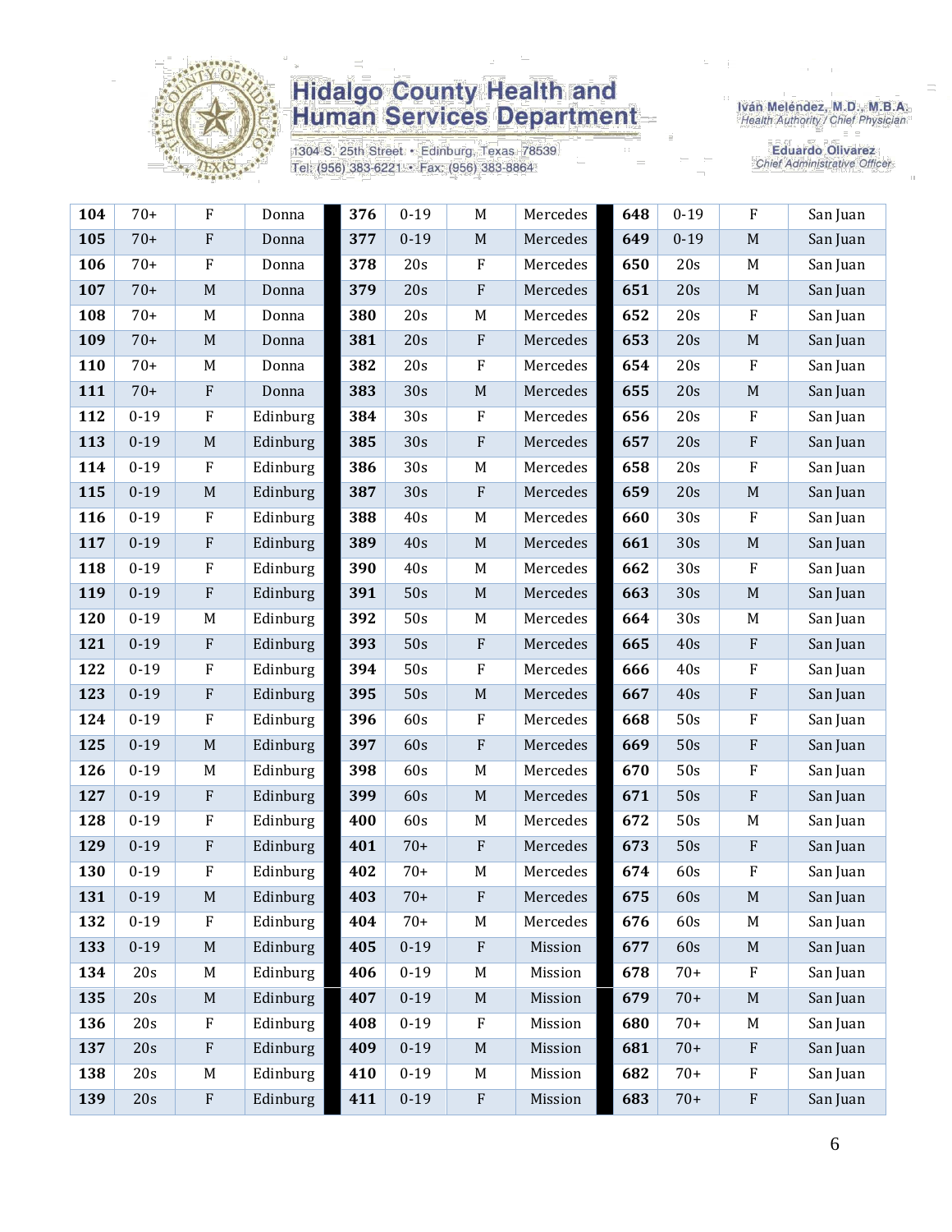# Hidalgo County Health and Human Services Department

1304 S. 25th Street • Edinburg, Texas 78539
Tel: (956) 383-6221 • Fax: (956) 383-8864

Iván Meléndez, M.D., M.B.A.
Health Authority / Chief Physician

Eduardo Olivarez
Chief Administrative Officer

| | | | | | | | | | | | |
|---|---|---|---|---|---|---|---|---|---|---|---|
| **104** | 70+ | F | Donna | **376** | 0-19 | M | Mercedes | **648** | 0-19 | F | San Juan |
| **105** | 70+ | F | Donna | **377** | 0-19 | M | Mercedes | **649** | 0-19 | M | San Juan |
| **106** | 70+ | F | Donna | **378** | 20s | F | Mercedes | **650** | 20s | M | San Juan |
| **107** | 70+ | M | Donna | **379** | 20s | F | Mercedes | **651** | 20s | M | San Juan |
| **108** | 70+ | M | Donna | **380** | 20s | M | Mercedes | **652** | 20s | F | San Juan |
| **109** | 70+ | M | Donna | **381** | 20s | F | Mercedes | **653** | 20s | M | San Juan |
| **110** | 70+ | M | Donna | **382** | 20s | F | Mercedes | **654** | 20s | F | San Juan |
| **111** | 70+ | F | Donna | **383** | 30s | M | Mercedes | **655** | 20s | M | San Juan |
| **112** | 0-19 | F | Edinburg | **384** | 30s | F | Mercedes | **656** | 20s | F | San Juan |
| **113** | 0-19 | M | Edinburg | **385** | 30s | F | Mercedes | **657** | 20s | F | San Juan |
| **114** | 0-19 | F | Edinburg | **386** | 30s | M | Mercedes | **658** | 20s | F | San Juan |
| **115** | 0-19 | M | Edinburg | **387** | 30s | F | Mercedes | **659** | 20s | M | San Juan |
| **116** | 0-19 | F | Edinburg | **388** | 40s | M | Mercedes | **660** | 30s | F | San Juan |
| **117** | 0-19 | F | Edinburg | **389** | 40s | M | Mercedes | **661** | 30s | M | San Juan |
| **118** | 0-19 | F | Edinburg | **390** | 40s | M | Mercedes | **662** | 30s | F | San Juan |
| **119** | 0-19 | F | Edinburg | **391** | 50s | M | Mercedes | **663** | 30s | M | San Juan |
| **120** | 0-19 | M | Edinburg | **392** | 50s | M | Mercedes | **664** | 30s | M | San Juan |
| **121** | 0-19 | F | Edinburg | **393** | 50s | F | Mercedes | **665** | 40s | F | San Juan |
| **122** | 0-19 | F | Edinburg | **394** | 50s | F | Mercedes | **666** | 40s | F | San Juan |
| **123** | 0-19 | F | Edinburg | **395** | 50s | M | Mercedes | **667** | 40s | F | San Juan |
| **124** | 0-19 | F | Edinburg | **396** | 60s | F | Mercedes | **668** | 50s | F | San Juan |
| **125** | 0-19 | M | Edinburg | **397** | 60s | F | Mercedes | **669** | 50s | F | San Juan |
| **126** | 0-19 | M | Edinburg | **398** | 60s | M | Mercedes | **670** | 50s | F | San Juan |
| **127** | 0-19 | F | Edinburg | **399** | 60s | M | Mercedes | **671** | 50s | F | San Juan |
| **128** | 0-19 | F | Edinburg | **400** | 60s | M | Mercedes | **672** | 50s | M | San Juan |
| **129** | 0-19 | F | Edinburg | **401** | 70+ | F | Mercedes | **673** | 50s | F | San Juan |
| **130** | 0-19 | F | Edinburg | **402** | 70+ | M | Mercedes | **674** | 60s | F | San Juan |
| **131** | 0-19 | M | Edinburg | **403** | 70+ | F | Mercedes | **675** | 60s | M | San Juan |
| **132** | 0-19 | F | Edinburg | **404** | 70+ | M | Mercedes | **676** | 60s | M | San Juan |
| **133** | 0-19 | M | Edinburg | **405** | 0-19 | F | Mission | **677** | 60s | M | San Juan |
| **134** | 20s | M | Edinburg | **406** | 0-19 | M | Mission | **678** | 70+ | F | San Juan |
| **135** | 20s | M | Edinburg | **407** | 0-19 | M | Mission | **679** | 70+ | M | San Juan |
| **136** | 20s | F | Edinburg | **408** | 0-19 | F | Mission | **680** | 70+ | M | San Juan |
| **137** | 20s | F | Edinburg | **409** | 0-19 | M | Mission | **681** | 70+ | F | San Juan |
| **138** | 20s | M | Edinburg | **410** | 0-19 | M | Mission | **682** | 70+ | F | San Juan |
| **139** | 20s | F | Edinburg | **411** | 0-19 | F | Mission | **683** | 70+ | F | San Juan |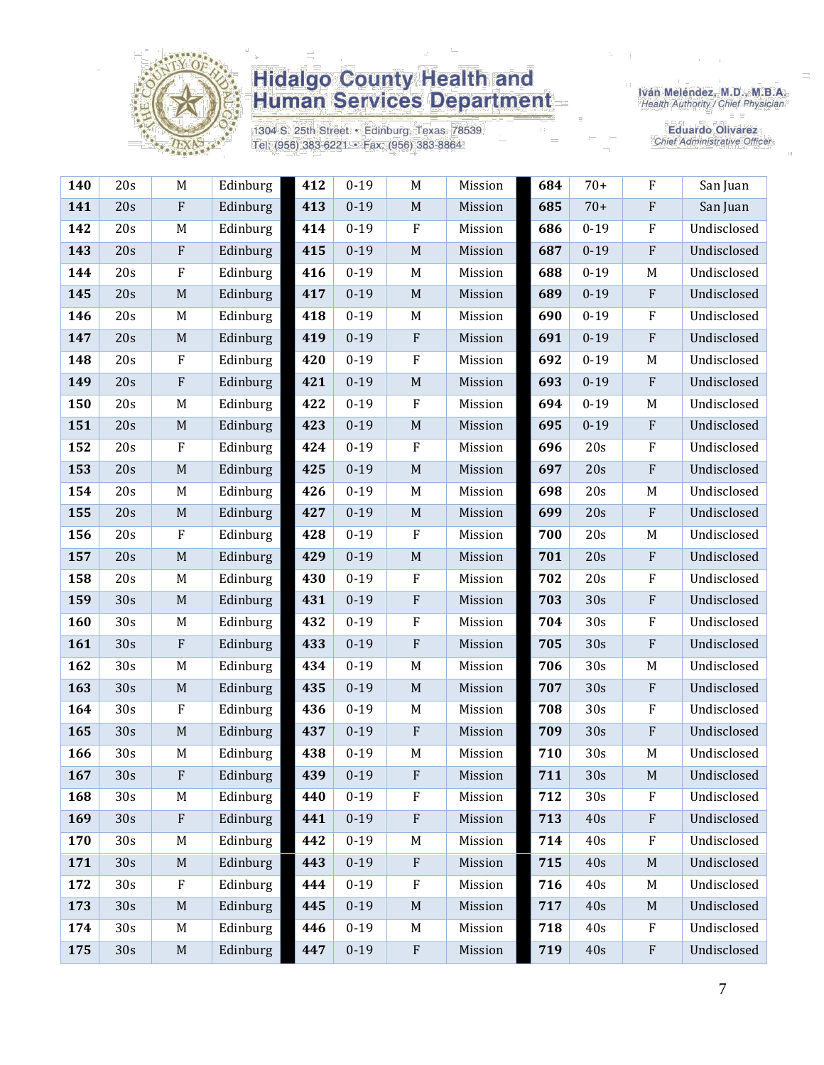# Hidalgo County Health and Human Services Department

1304 S. 25th Street • Edinburg, Texas 78539
Tel: (956) 383-6221 • Fax: (956) 383-8864

Iván Meléndez, M.D., M.B.A.
Health Authority / Chief Physician

Eduardo Olivarez
Chief Administrative Officer

| | | | | | | | | | | | |
|---|---|---|---|---|---|---|---|---|---|---|---|
| **140** | 20s | M | Edinburg | **412** | 0-19 | M | Mission | **684** | 70+ | F | San Juan |
| **141** | 20s | F | Edinburg | **413** | 0-19 | M | Mission | **685** | 70+ | F | San Juan |
| **142** | 20s | M | Edinburg | **414** | 0-19 | F | Mission | **686** | 0-19 | F | Undisclosed |
| **143** | 20s | F | Edinburg | **415** | 0-19 | M | Mission | **687** | 0-19 | F | Undisclosed |
| **144** | 20s | F | Edinburg | **416** | 0-19 | M | Mission | **688** | 0-19 | M | Undisclosed |
| **145** | 20s | M | Edinburg | **417** | 0-19 | M | Mission | **689** | 0-19 | F | Undisclosed |
| **146** | 20s | M | Edinburg | **418** | 0-19 | M | Mission | **690** | 0-19 | F | Undisclosed |
| **147** | 20s | M | Edinburg | **419** | 0-19 | F | Mission | **691** | 0-19 | F | Undisclosed |
| **148** | 20s | F | Edinburg | **420** | 0-19 | F | Mission | **692** | 0-19 | M | Undisclosed |
| **149** | 20s | F | Edinburg | **421** | 0-19 | M | Mission | **693** | 0-19 | F | Undisclosed |
| **150** | 20s | M | Edinburg | **422** | 0-19 | F | Mission | **694** | 0-19 | M | Undisclosed |
| **151** | 20s | M | Edinburg | **423** | 0-19 | M | Mission | **695** | 0-19 | F | Undisclosed |
| **152** | 20s | F | Edinburg | **424** | 0-19 | F | Mission | **696** | 20s | F | Undisclosed |
| **153** | 20s | M | Edinburg | **425** | 0-19 | M | Mission | **697** | 20s | F | Undisclosed |
| **154** | 20s | M | Edinburg | **426** | 0-19 | M | Mission | **698** | 20s | M | Undisclosed |
| **155** | 20s | M | Edinburg | **427** | 0-19 | M | Mission | **699** | 20s | F | Undisclosed |
| **156** | 20s | F | Edinburg | **428** | 0-19 | F | Mission | **700** | 20s | M | Undisclosed |
| **157** | 20s | M | Edinburg | **429** | 0-19 | M | Mission | **701** | 20s | F | Undisclosed |
| **158** | 20s | M | Edinburg | **430** | 0-19 | F | Mission | **702** | 20s | F | Undisclosed |
| **159** | 30s | M | Edinburg | **431** | 0-19 | F | Mission | **703** | 30s | F | Undisclosed |
| **160** | 30s | M | Edinburg | **432** | 0-19 | F | Mission | **704** | 30s | F | Undisclosed |
| **161** | 30s | F | Edinburg | **433** | 0-19 | F | Mission | **705** | 30s | F | Undisclosed |
| **162** | 30s | M | Edinburg | **434** | 0-19 | M | Mission | **706** | 30s | M | Undisclosed |
| **163** | 30s | M | Edinburg | **435** | 0-19 | M | Mission | **707** | 30s | F | Undisclosed |
| **164** | 30s | F | Edinburg | **436** | 0-19 | M | Mission | **708** | 30s | F | Undisclosed |
| **165** | 30s | M | Edinburg | **437** | 0-19 | F | Mission | **709** | 30s | F | Undisclosed |
| **166** | 30s | M | Edinburg | **438** | 0-19 | M | Mission | **710** | 30s | M | Undisclosed |
| **167** | 30s | F | Edinburg | **439** | 0-19 | F | Mission | **711** | 30s | M | Undisclosed |
| **168** | 30s | M | Edinburg | **440** | 0-19 | F | Mission | **712** | 30s | F | Undisclosed |
| **169** | 30s | F | Edinburg | **441** | 0-19 | F | Mission | **713** | 40s | F | Undisclosed |
| **170** | 30s | M | Edinburg | **442** | 0-19 | M | Mission | **714** | 40s | F | Undisclosed |
| **171** | 30s | M | Edinburg | **443** | 0-19 | F | Mission | **715** | 40s | M | Undisclosed |
| **172** | 30s | F | Edinburg | **444** | 0-19 | F | Mission | **716** | 40s | M | Undisclosed |
| **173** | 30s | M | Edinburg | **445** | 0-19 | M | Mission | **717** | 40s | M | Undisclosed |
| **174** | 30s | M | Edinburg | **446** | 0-19 | M | Mission | **718** | 40s | F | Undisclosed |
| **175** | 30s | M | Edinburg | **447** | 0-19 | F | Mission | **719** | 40s | F | Undisclosed |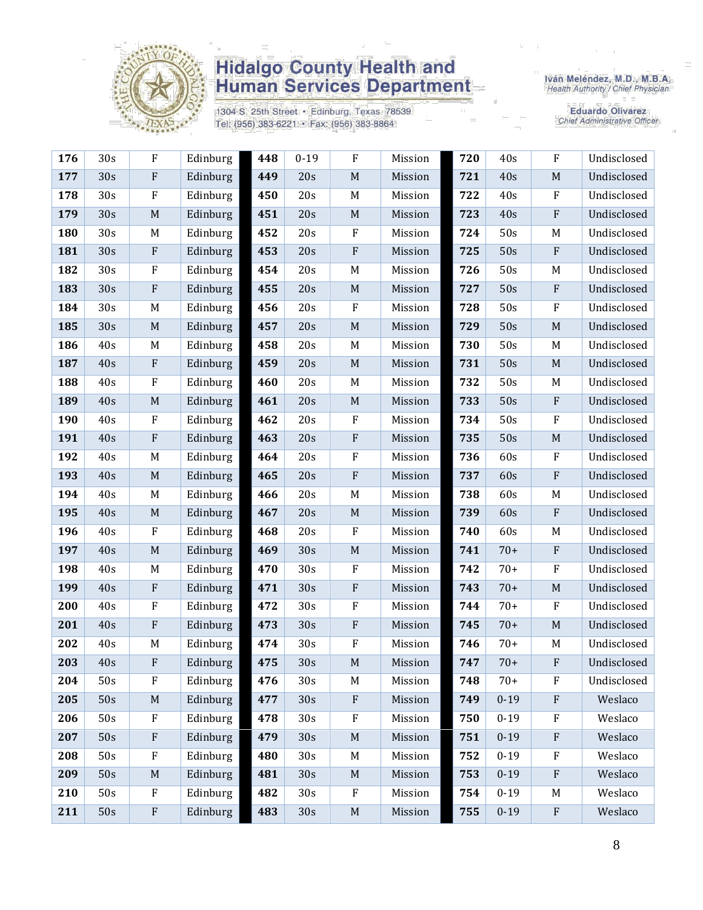| | | | | | | | | | | | |
|---|---|---|---|---|---|---|---|---|---|---|---|
| **176** | 30s | F | Edinburg | **448** | 0-19 | F | Mission | **720** | 40s | F | Undisclosed |
| **177** | 30s | F | Edinburg | **449** | 20s | M | Mission | **721** | 40s | M | Undisclosed |
| **178** | 30s | F | Edinburg | **450** | 20s | M | Mission | **722** | 40s | F | Undisclosed |
| **179** | 30s | M | Edinburg | **451** | 20s | M | Mission | **723** | 40s | F | Undisclosed |
| **180** | 30s | M | Edinburg | **452** | 20s | F | Mission | **724** | 50s | M | Undisclosed |
| **181** | 30s | F | Edinburg | **453** | 20s | F | Mission | **725** | 50s | F | Undisclosed |
| **182** | 30s | F | Edinburg | **454** | 20s | M | Mission | **726** | 50s | M | Undisclosed |
| **183** | 30s | F | Edinburg | **455** | 20s | M | Mission | **727** | 50s | F | Undisclosed |
| **184** | 30s | M | Edinburg | **456** | 20s | F | Mission | **728** | 50s | F | Undisclosed |
| **185** | 30s | M | Edinburg | **457** | 20s | M | Mission | **729** | 50s | M | Undisclosed |
| **186** | 40s | M | Edinburg | **458** | 20s | M | Mission | **730** | 50s | M | Undisclosed |
| **187** | 40s | F | Edinburg | **459** | 20s | M | Mission | **731** | 50s | M | Undisclosed |
| **188** | 40s | F | Edinburg | **460** | 20s | M | Mission | **732** | 50s | M | Undisclosed |
| **189** | 40s | M | Edinburg | **461** | 20s | M | Mission | **733** | 50s | F | Undisclosed |
| **190** | 40s | F | Edinburg | **462** | 20s | F | Mission | **734** | 50s | F | Undisclosed |
| **191** | 40s | F | Edinburg | **463** | 20s | F | Mission | **735** | 50s | M | Undisclosed |
| **192** | 40s | M | Edinburg | **464** | 20s | F | Mission | **736** | 60s | F | Undisclosed |
| **193** | 40s | M | Edinburg | **465** | 20s | F | Mission | **737** | 60s | F | Undisclosed |
| **194** | 40s | M | Edinburg | **466** | 20s | M | Mission | **738** | 60s | M | Undisclosed |
| **195** | 40s | M | Edinburg | **467** | 20s | M | Mission | **739** | 60s | F | Undisclosed |
| **196** | 40s | F | Edinburg | **468** | 20s | F | Mission | **740** | 60s | M | Undisclosed |
| **197** | 40s | M | Edinburg | **469** | 30s | M | Mission | **741** | 70+ | F | Undisclosed |
| **198** | 40s | M | Edinburg | **470** | 30s | F | Mission | **742** | 70+ | F | Undisclosed |
| **199** | 40s | F | Edinburg | **471** | 30s | F | Mission | **743** | 70+ | M | Undisclosed |
| **200** | 40s | F | Edinburg | **472** | 30s | F | Mission | **744** | 70+ | F | Undisclosed |
| **201** | 40s | F | Edinburg | **473** | 30s | F | Mission | **745** | 70+ | M | Undisclosed |
| **202** | 40s | M | Edinburg | **474** | 30s | F | Mission | **746** | 70+ | M | Undisclosed |
| **203** | 40s | F | Edinburg | **475** | 30s | M | Mission | **747** | 70+ | F | Undisclosed |
| **204** | 50s | F | Edinburg | **476** | 30s | M | Mission | **748** | 70+ | F | Undisclosed |
| **205** | 50s | M | Edinburg | **477** | 30s | F | Mission | **749** | 0-19 | F | Weslaco |
| **206** | 50s | F | Edinburg | **478** | 30s | F | Mission | **750** | 0-19 | F | Weslaco |
| **207** | 50s | F | Edinburg | **479** | 30s | M | Mission | **751** | 0-19 | F | Weslaco |
| **208** | 50s | F | Edinburg | **480** | 30s | M | Mission | **752** | 0-19 | F | Weslaco |
| **209** | 50s | M | Edinburg | **481** | 30s | M | Mission | **753** | 0-19 | F | Weslaco |
| **210** | 50s | F | Edinburg | **482** | 30s | F | Mission | **754** | 0-19 | M | Weslaco |
| **211** | 50s | F | Edinburg | **483** | 30s | M | Mission | **755** | 0-19 | F | Weslaco |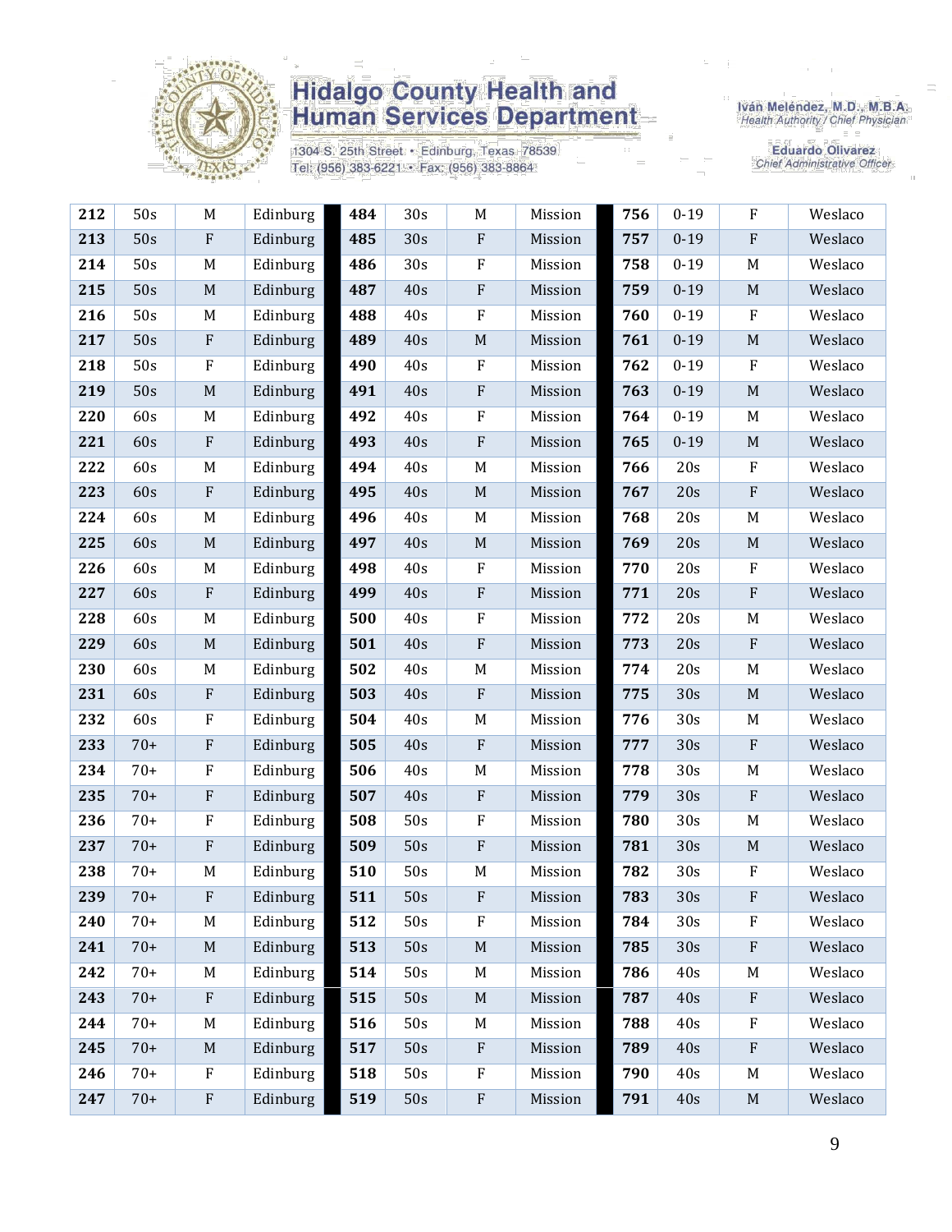| 212 | 50s | M | Edinburg | 484 | 30s | M | Mission | 756 | 0-19 | F | Weslaco |
|---|---|---|---|---|---|---|---|---|---|---|---|
| 213 | 50s | F | Edinburg | 485 | 30s | F | Mission | 757 | 0-19 | F | Weslaco |
| 214 | 50s | M | Edinburg | 486 | 30s | F | Mission | 758 | 0-19 | M | Weslaco |
| 215 | 50s | M | Edinburg | 487 | 40s | F | Mission | 759 | 0-19 | M | Weslaco |
| 216 | 50s | M | Edinburg | 488 | 40s | F | Mission | 760 | 0-19 | F | Weslaco |
| 217 | 50s | F | Edinburg | 489 | 40s | M | Mission | 761 | 0-19 | M | Weslaco |
| 218 | 50s | F | Edinburg | 490 | 40s | F | Mission | 762 | 0-19 | F | Weslaco |
| 219 | 50s | M | Edinburg | 491 | 40s | F | Mission | 763 | 0-19 | M | Weslaco |
| 220 | 60s | M | Edinburg | 492 | 40s | F | Mission | 764 | 0-19 | M | Weslaco |
| 221 | 60s | F | Edinburg | 493 | 40s | F | Mission | 765 | 0-19 | M | Weslaco |
| 222 | 60s | M | Edinburg | 494 | 40s | M | Mission | 766 | 20s | F | Weslaco |
| 223 | 60s | F | Edinburg | 495 | 40s | M | Mission | 767 | 20s | F | Weslaco |
| 224 | 60s | M | Edinburg | 496 | 40s | M | Mission | 768 | 20s | M | Weslaco |
| 225 | 60s | M | Edinburg | 497 | 40s | M | Mission | 769 | 20s | M | Weslaco |
| 226 | 60s | M | Edinburg | 498 | 40s | F | Mission | 770 | 20s | F | Weslaco |
| 227 | 60s | F | Edinburg | 499 | 40s | F | Mission | 771 | 20s | F | Weslaco |
| 228 | 60s | M | Edinburg | 500 | 40s | F | Mission | 772 | 20s | M | Weslaco |
| 229 | 60s | M | Edinburg | 501 | 40s | F | Mission | 773 | 20s | F | Weslaco |
| 230 | 60s | M | Edinburg | 502 | 40s | M | Mission | 774 | 20s | M | Weslaco |
| 231 | 60s | F | Edinburg | 503 | 40s | F | Mission | 775 | 30s | M | Weslaco |
| 232 | 60s | F | Edinburg | 504 | 40s | M | Mission | 776 | 30s | M | Weslaco |
| 233 | 70+ | F | Edinburg | 505 | 40s | F | Mission | 777 | 30s | F | Weslaco |
| 234 | 70+ | F | Edinburg | 506 | 40s | M | Mission | 778 | 30s | M | Weslaco |
| 235 | 70+ | F | Edinburg | 507 | 40s | F | Mission | 779 | 30s | F | Weslaco |
| 236 | 70+ | F | Edinburg | 508 | 50s | F | Mission | 780 | 30s | M | Weslaco |
| 237 | 70+ | F | Edinburg | 509 | 50s | F | Mission | 781 | 30s | M | Weslaco |
| 238 | 70+ | M | Edinburg | 510 | 50s | M | Mission | 782 | 30s | F | Weslaco |
| 239 | 70+ | F | Edinburg | 511 | 50s | F | Mission | 783 | 30s | F | Weslaco |
| 240 | 70+ | M | Edinburg | 512 | 50s | F | Mission | 784 | 30s | F | Weslaco |
| 241 | 70+ | M | Edinburg | 513 | 50s | M | Mission | 785 | 30s | F | Weslaco |
| 242 | 70+ | M | Edinburg | 514 | 50s | M | Mission | 786 | 40s | M | Weslaco |
| 243 | 70+ | F | Edinburg | 515 | 50s | M | Mission | 787 | 40s | F | Weslaco |
| 244 | 70+ | M | Edinburg | 516 | 50s | M | Mission | 788 | 40s | F | Weslaco |
| 245 | 70+ | M | Edinburg | 517 | 50s | F | Mission | 789 | 40s | F | Weslaco |
| 246 | 70+ | F | Edinburg | 518 | 50s | F | Mission | 790 | 40s | M | Weslaco |
| 247 | 70+ | F | Edinburg | 519 | 50s | F | Mission | 791 | 40s | M | Weslaco |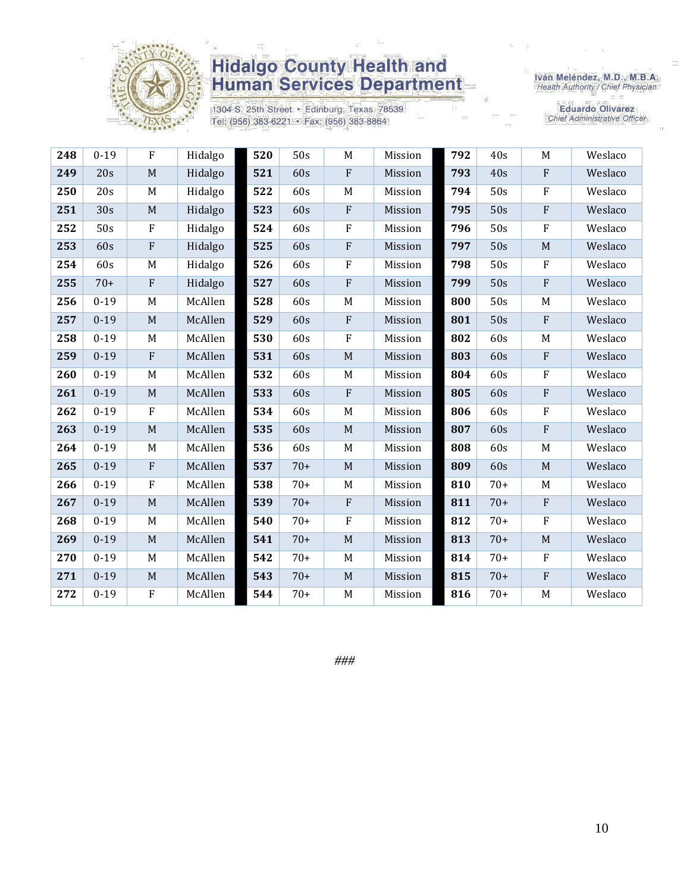| | | | | | | | | | | | |
|---|---|---|---|---|---|---|---|---|---|---|---|
| **248** | 0-19 | F | Hidalgo | **520** | 50s | M | Mission | **792** | 40s | M | Weslaco |
| **249** | 20s | M | Hidalgo | **521** | 60s | F | Mission | **793** | 40s | F | Weslaco |
| **250** | 20s | M | Hidalgo | **522** | 60s | M | Mission | **794** | 50s | F | Weslaco |
| **251** | 30s | M | Hidalgo | **523** | 60s | F | Mission | **795** | 50s | F | Weslaco |
| **252** | 50s | F | Hidalgo | **524** | 60s | F | Mission | **796** | 50s | F | Weslaco |
| **253** | 60s | F | Hidalgo | **525** | 60s | F | Mission | **797** | 50s | M | Weslaco |
| **254** | 60s | M | Hidalgo | **526** | 60s | F | Mission | **798** | 50s | F | Weslaco |
| **255** | 70+ | F | Hidalgo | **527** | 60s | F | Mission | **799** | 50s | F | Weslaco |
| **256** | 0-19 | M | McAllen | **528** | 60s | M | Mission | **800** | 50s | M | Weslaco |
| **257** | 0-19 | M | McAllen | **529** | 60s | F | Mission | **801** | 50s | F | Weslaco |
| **258** | 0-19 | M | McAllen | **530** | 60s | F | Mission | **802** | 60s | M | Weslaco |
| **259** | 0-19 | F | McAllen | **531** | 60s | M | Mission | **803** | 60s | F | Weslaco |
| **260** | 0-19 | M | McAllen | **532** | 60s | M | Mission | **804** | 60s | F | Weslaco |
| **261** | 0-19 | M | McAllen | **533** | 60s | F | Mission | **805** | 60s | F | Weslaco |
| **262** | 0-19 | F | McAllen | **534** | 60s | M | Mission | **806** | 60s | F | Weslaco |
| **263** | 0-19 | M | McAllen | **535** | 60s | M | Mission | **807** | 60s | F | Weslaco |
| **264** | 0-19 | M | McAllen | **536** | 60s | M | Mission | **808** | 60s | M | Weslaco |
| **265** | 0-19 | F | McAllen | **537** | 70+ | M | Mission | **809** | 60s | M | Weslaco |
| **266** | 0-19 | F | McAllen | **538** | 70+ | M | Mission | **810** | 70+ | M | Weslaco |
| **267** | 0-19 | M | McAllen | **539** | 70+ | F | Mission | **811** | 70+ | F | Weslaco |
| **268** | 0-19 | M | McAllen | **540** | 70+ | F | Mission | **812** | 70+ | F | Weslaco |
| **269** | 0-19 | M | McAllen | **541** | 70+ | M | Mission | **813** | 70+ | M | Weslaco |
| **270** | 0-19 | M | McAllen | **542** | 70+ | M | Mission | **814** | 70+ | F | Weslaco |
| **271** | 0-19 | M | McAllen | **543** | 70+ | M | Mission | **815** | 70+ | F | Weslaco |
| **272** | 0-19 | F | McAllen | **544** | 70+ | M | Mission | **816** | 70+ | M | Weslaco |

###